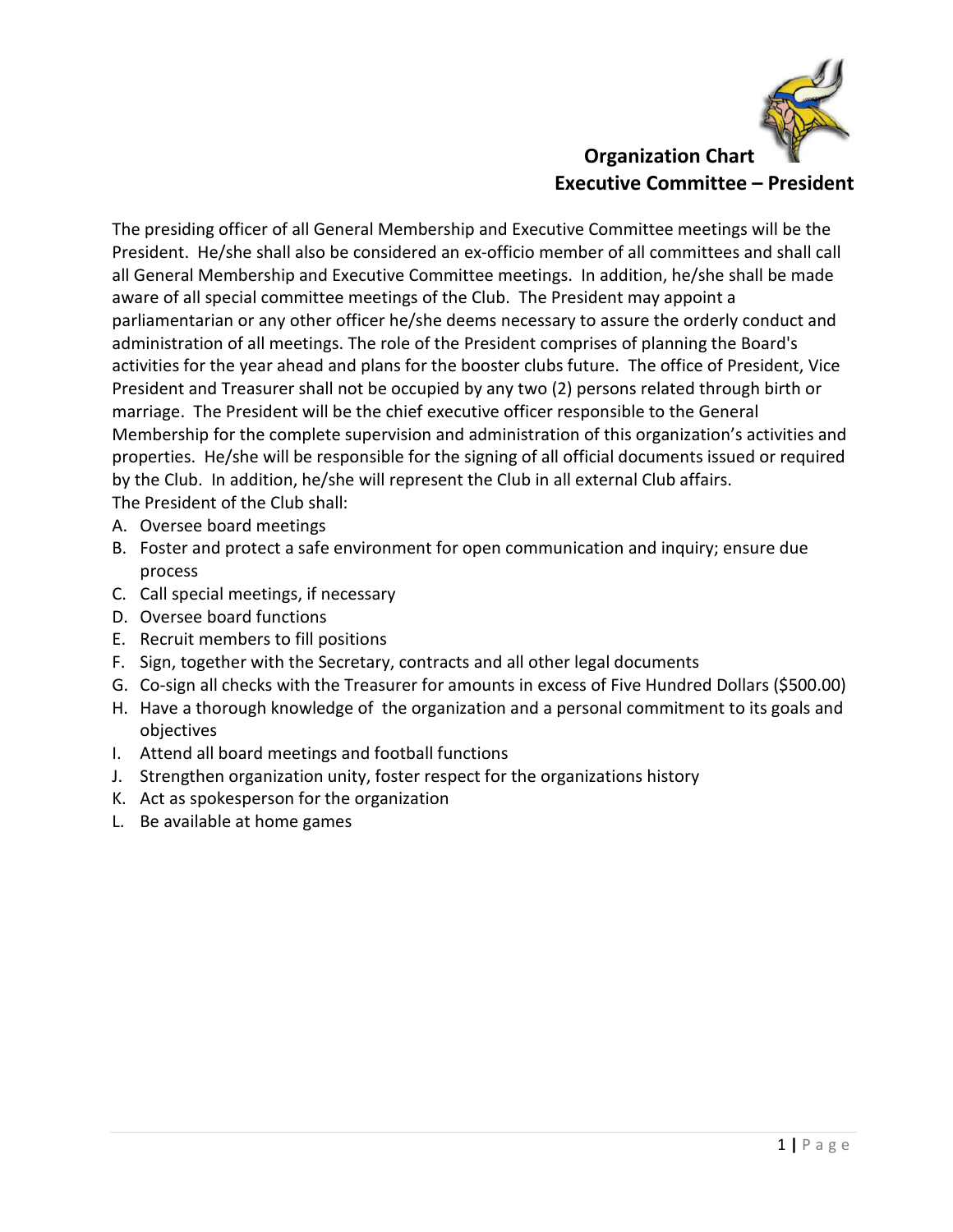## Organization Chart

## Executive Committee – President

The presiding officer of all General Membership and Executive Committee meetings will be the President. He/she shall also be considered an ex-officio member of all committees and shall call all General Membership and Executive Committee meetings. In addition, he/she shall be made aware of all special committee meetings of the Club. The President may appoint a parliamentarian or any other officer he/she deems necessary to assure the orderly conduct and administration of all meetings. The role of the President comprises of planning the Board's activities for the year ahead and plans for the booster clubs future. The office of President, Vice President and Treasurer shall not be occupied by any two (2) persons related through birth or marriage. The President will be the chief executive officer responsible to the General Membership for the complete supervision and administration of this organization's activities and properties. He/she will be responsible for the signing of all official documents issued or required by the Club. In addition, he/she will represent the Club in all external Club affairs.

The President of the Club shall:

A. Oversee board meetings
B. Foster and protect a safe environment for open communication and inquiry; ensure due process
C. Call special meetings, if necessary
D. Oversee board functions
E. Recruit members to fill positions
F. Sign, together with the Secretary, contracts and all other legal documents
G. Co-sign all checks with the Treasurer for amounts in excess of Five Hundred Dollars ($500.00)
H. Have a thorough knowledge of the organization and a personal commitment to its goals and objectives
I. Attend all board meetings and football functions
J. Strengthen organization unity, foster respect for the organizations history
K. Act as spokesperson for the organization
L. Be available at home games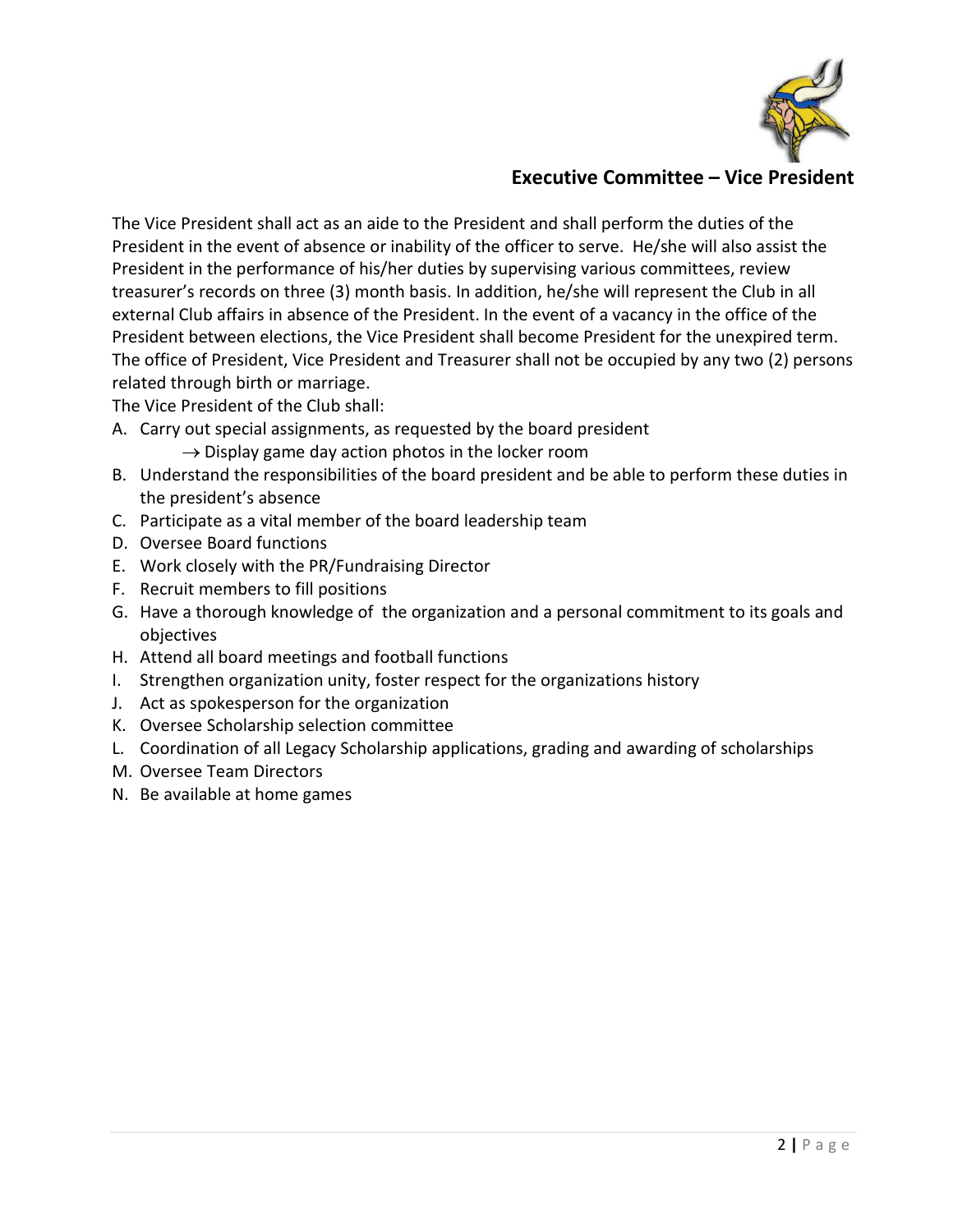## Executive Committee – Vice President

The Vice President shall act as an aide to the President and shall perform the duties of the President in the event of absence or inability of the officer to serve. He/she will also assist the President in the performance of his/her duties by supervising various committees, review treasurer's records on three (3) month basis. In addition, he/she will represent the Club in all external Club affairs in absence of the President. In the event of a vacancy in the office of the President between elections, the Vice President shall become President for the unexpired term. The office of President, Vice President and Treasurer shall not be occupied by any two (2) persons related through birth or marriage.

The Vice President of the Club shall:

A. Carry out special assignments, as requested by the board president
   - → Display game day action photos in the locker room
B. Understand the responsibilities of the board president and be able to perform these duties in the president's absence
C. Participate as a vital member of the board leadership team
D. Oversee Board functions
E. Work closely with the PR/Fundraising Director
F. Recruit members to fill positions
G. Have a thorough knowledge of the organization and a personal commitment to its goals and objectives
H. Attend all board meetings and football functions
I. Strengthen organization unity, foster respect for the organizations history
J. Act as spokesperson for the organization
K. Oversee Scholarship selection committee
L. Coordination of all Legacy Scholarship applications, grading and awarding of scholarships
M. Oversee Team Directors
N. Be available at home games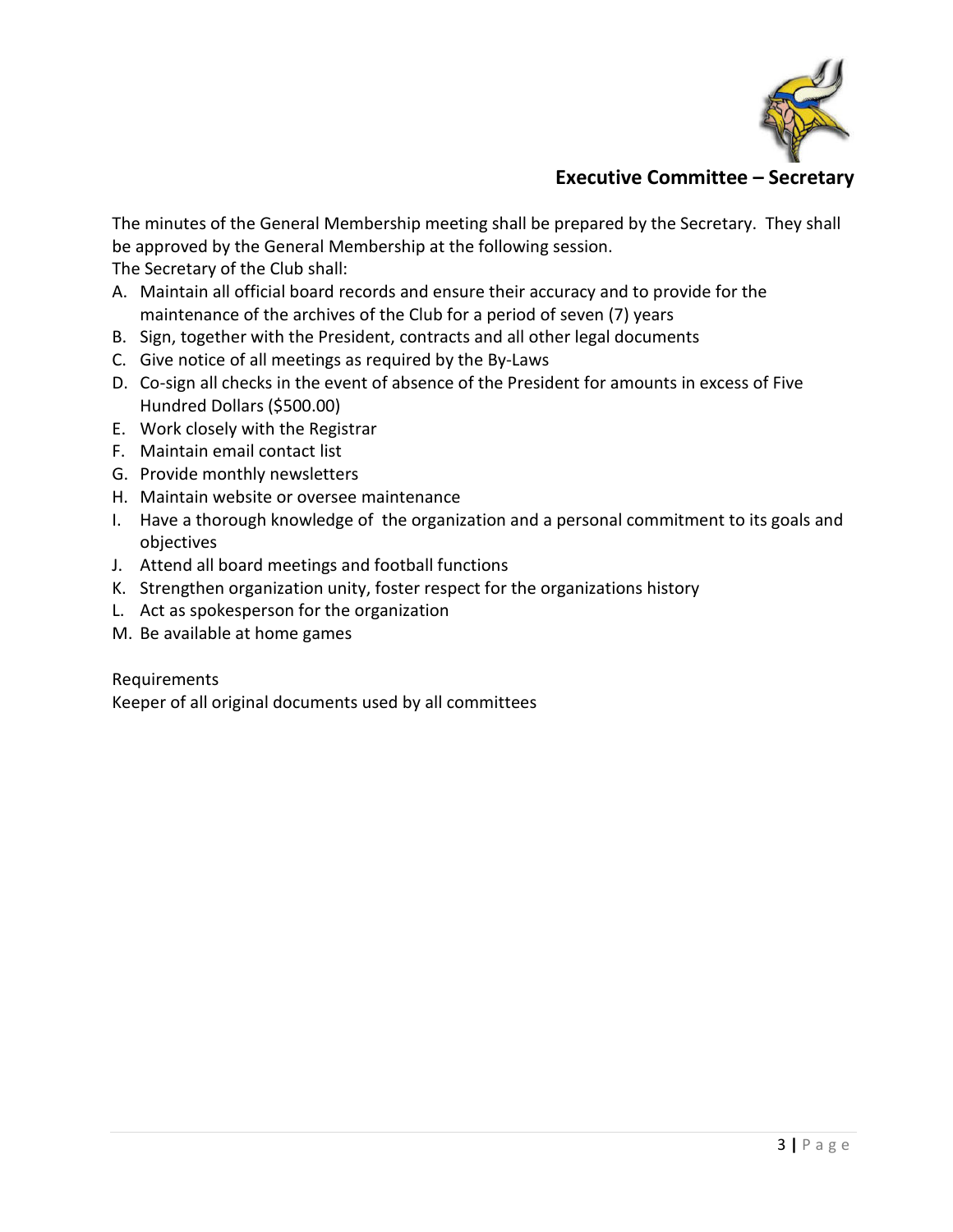## Executive Committee – Secretary

The minutes of the General Membership meeting shall be prepared by the Secretary. They shall be approved by the General Membership at the following session.

The Secretary of the Club shall:

A. Maintain all official board records and ensure their accuracy and to provide for the maintenance of the archives of the Club for a period of seven (7) years
B. Sign, together with the President, contracts and all other legal documents
C. Give notice of all meetings as required by the By-Laws
D. Co-sign all checks in the event of absence of the President for amounts in excess of Five Hundred Dollars ($500.00)
E. Work closely with the Registrar
F. Maintain email contact list
G. Provide monthly newsletters
H. Maintain website or oversee maintenance
I. Have a thorough knowledge of the organization and a personal commitment to its goals and objectives
J. Attend all board meetings and football functions
K. Strengthen organization unity, foster respect for the organizations history
L. Act as spokesperson for the organization
M. Be available at home games

Requirements

Keeper of all original documents used by all committees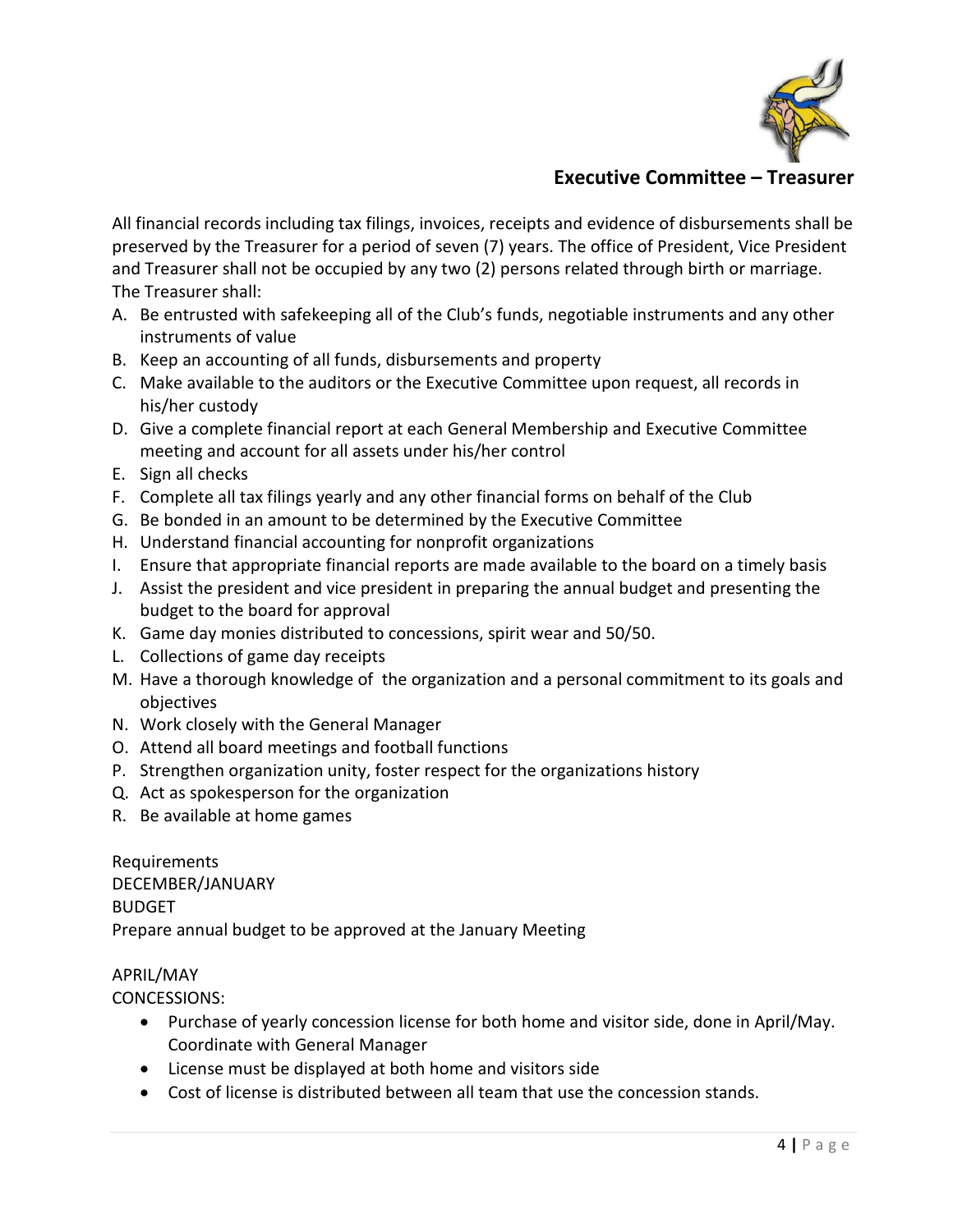## Executive Committee – Treasurer

All financial records including tax filings, invoices, receipts and evidence of disbursements shall be preserved by the Treasurer for a period of seven (7) years. The office of President, Vice President and Treasurer shall not be occupied by any two (2) persons related through birth or marriage. The Treasurer shall:

A. Be entrusted with safekeeping all of the Club's funds, negotiable instruments and any other instruments of value
B. Keep an accounting of all funds, disbursements and property
C. Make available to the auditors or the Executive Committee upon request, all records in his/her custody
D. Give a complete financial report at each General Membership and Executive Committee meeting and account for all assets under his/her control
E. Sign all checks
F. Complete all tax filings yearly and any other financial forms on behalf of the Club
G. Be bonded in an amount to be determined by the Executive Committee
H. Understand financial accounting for nonprofit organizations
I. Ensure that appropriate financial reports are made available to the board on a timely basis
J. Assist the president and vice president in preparing the annual budget and presenting the budget to the board for approval
K. Game day monies distributed to concessions, spirit wear and 50/50.
L. Collections of game day receipts
M. Have a thorough knowledge of the organization and a personal commitment to its goals and objectives
N. Work closely with the General Manager
O. Attend all board meetings and football functions
P. Strengthen organization unity, foster respect for the organizations history
Q. Act as spokesperson for the organization
R. Be available at home games

Requirements
DECEMBER/JANUARY
BUDGET
Prepare annual budget to be approved at the January Meeting

APRIL/MAY
CONCESSIONS:

- Purchase of yearly concession license for both home and visitor side, done in April/May. Coordinate with General Manager
- License must be displayed at both home and visitors side
- Cost of license is distributed between all team that use the concession stands.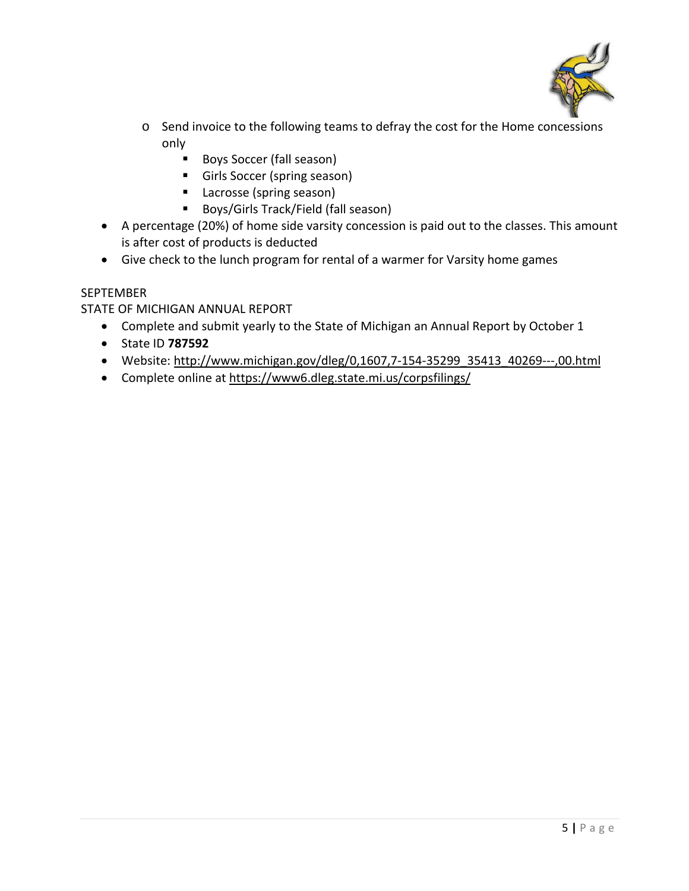- Send invoice to the following teams to defray the cost for the Home concessions only
    - Boys Soccer (fall season)
    - Girls Soccer (spring season)
    - Lacrosse (spring season)
    - Boys/Girls Track/Field (fall season)
- A percentage (20%) of home side varsity concession is paid out to the classes. This amount is after cost of products is deducted
- Give check to the lunch program for rental of a warmer for Varsity home games

SEPTEMBER

STATE OF MICHIGAN ANNUAL REPORT

- Complete and submit yearly to the State of Michigan an Annual Report by October 1
- State ID **787592**
- Website: http://www.michigan.gov/dleg/0,1607,7-154-35299_35413_40269---,00.html
- Complete online at https://www6.dleg.state.mi.us/corpsfilings/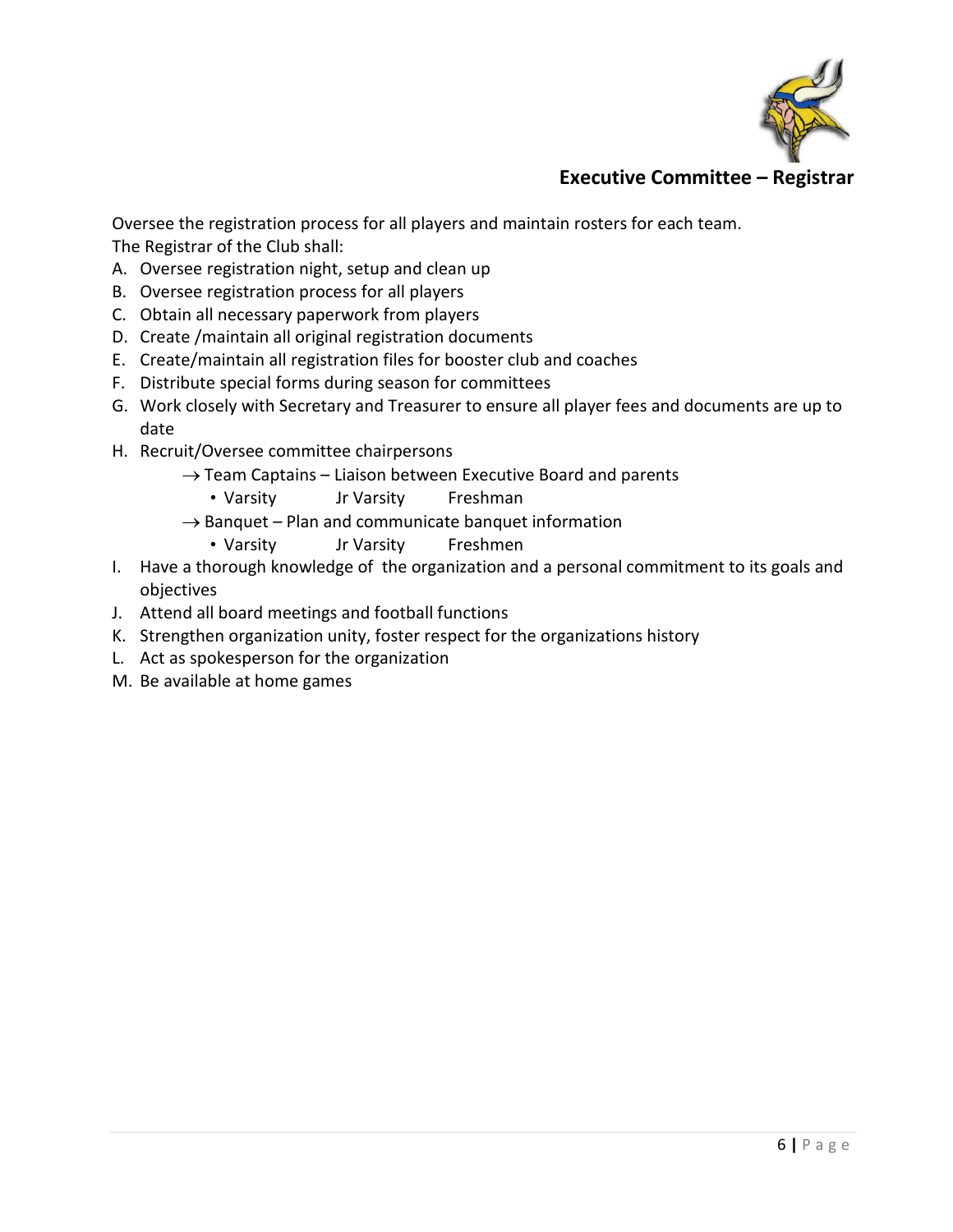## Executive Committee – Registrar

Oversee the registration process for all players and maintain rosters for each team.
The Registrar of the Club shall:

A. Oversee registration night, setup and clean up
B. Oversee registration process for all players
C. Obtain all necessary paperwork from players
D. Create /maintain all original registration documents
E. Create/maintain all registration files for booster club and coaches
F. Distribute special forms during season for committees
G. Work closely with Secretary and Treasurer to ensure all player fees and documents are up to date
H. Recruit/Oversee committee chairpersons
    - → Team Captains – Liaison between Executive Board and parents
        - Varsity    Jr Varsity    Freshman
    - → Banquet – Plan and communicate banquet information
        - Varsity    Jr Varsity    Freshmen

I. Have a thorough knowledge of the organization and a personal commitment to its goals and objectives
J. Attend all board meetings and football functions
K. Strengthen organization unity, foster respect for the organizations history
L. Act as spokesperson for the organization
M. Be available at home games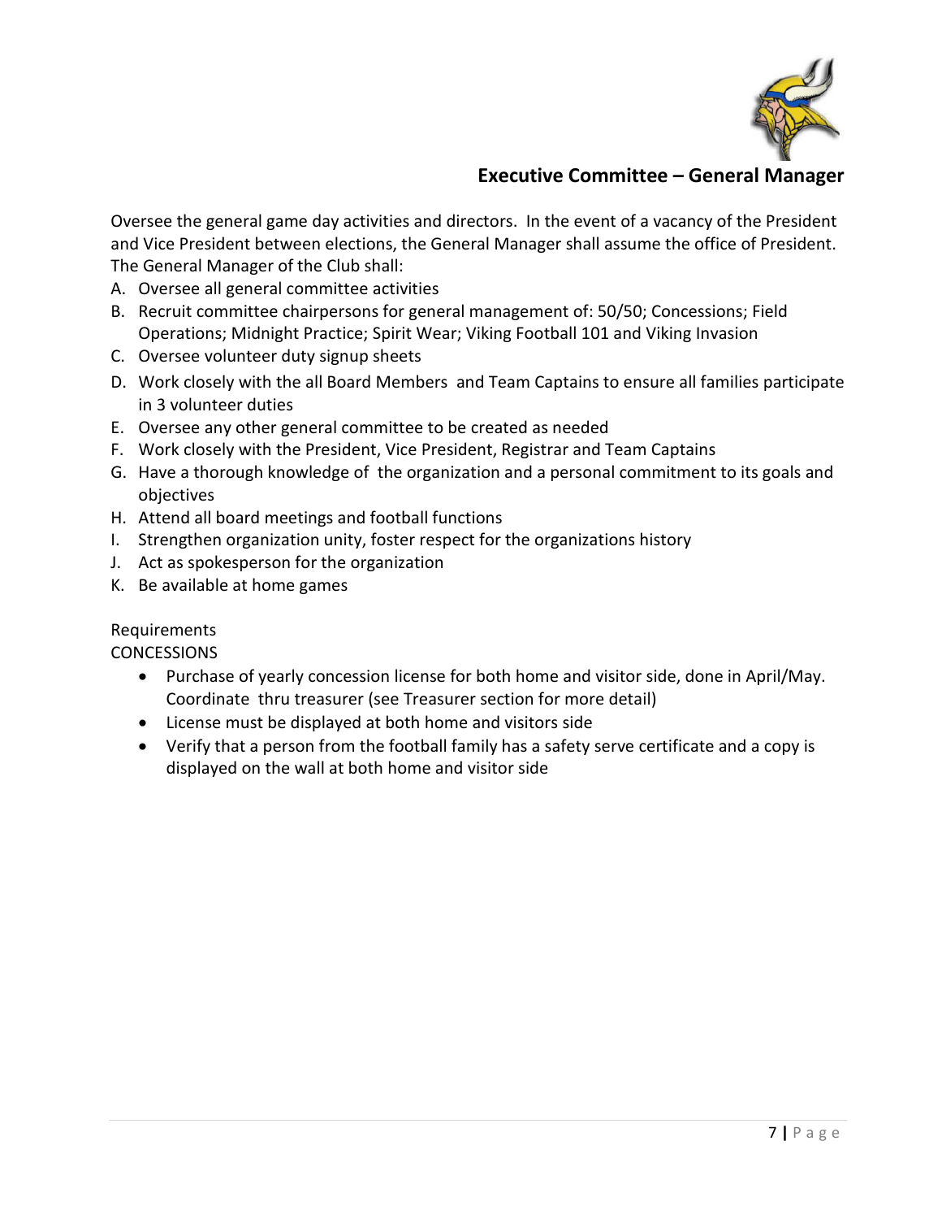## Executive Committee – General Manager

Oversee the general game day activities and directors. In the event of a vacancy of the President and Vice President between elections, the General Manager shall assume the office of President. The General Manager of the Club shall:

A. Oversee all general committee activities
B. Recruit committee chairpersons for general management of: 50/50; Concessions; Field Operations; Midnight Practice; Spirit Wear; Viking Football 101 and Viking Invasion
C. Oversee volunteer duty signup sheets
D. Work closely with the all Board Members and Team Captains to ensure all families participate in 3 volunteer duties
E. Oversee any other general committee to be created as needed
F. Work closely with the President, Vice President, Registrar and Team Captains
G. Have a thorough knowledge of the organization and a personal commitment to its goals and objectives
H. Attend all board meetings and football functions
I. Strengthen organization unity, foster respect for the organizations history
J. Act as spokesperson for the organization
K. Be available at home games

Requirements
CONCESSIONS

- Purchase of yearly concession license for both home and visitor side, done in April/May. Coordinate thru treasurer (see Treasurer section for more detail)
- License must be displayed at both home and visitors side
- Verify that a person from the football family has a safety serve certificate and a copy is displayed on the wall at both home and visitor side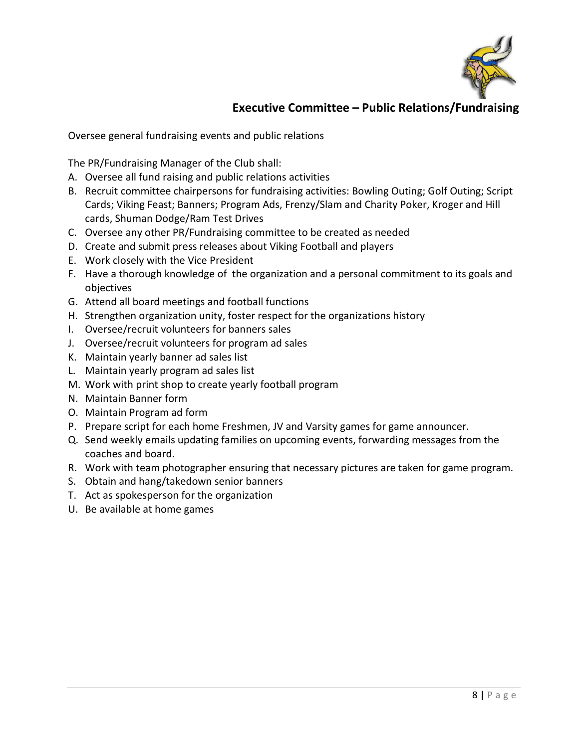## Executive Committee – Public Relations/Fundraising

Oversee general fundraising events and public relations

The PR/Fundraising Manager of the Club shall:

A. Oversee all fund raising and public relations activities
B. Recruit committee chairpersons for fundraising activities: Bowling Outing; Golf Outing; Script Cards; Viking Feast; Banners; Program Ads, Frenzy/Slam and Charity Poker, Kroger and Hill cards, Shuman Dodge/Ram Test Drives
C. Oversee any other PR/Fundraising committee to be created as needed
D. Create and submit press releases about Viking Football and players
E. Work closely with the Vice President
F. Have a thorough knowledge of the organization and a personal commitment to its goals and objectives
G. Attend all board meetings and football functions
H. Strengthen organization unity, foster respect for the organizations history
I. Oversee/recruit volunteers for banners sales
J. Oversee/recruit volunteers for program ad sales
K. Maintain yearly banner ad sales list
L. Maintain yearly program ad sales list
M. Work with print shop to create yearly football program
N. Maintain Banner form
O. Maintain Program ad form
P. Prepare script for each home Freshmen, JV and Varsity games for game announcer.
Q. Send weekly emails updating families on upcoming events, forwarding messages from the coaches and board.
R. Work with team photographer ensuring that necessary pictures are taken for game program.
S. Obtain and hang/takedown senior banners
T. Act as spokesperson for the organization
U. Be available at home games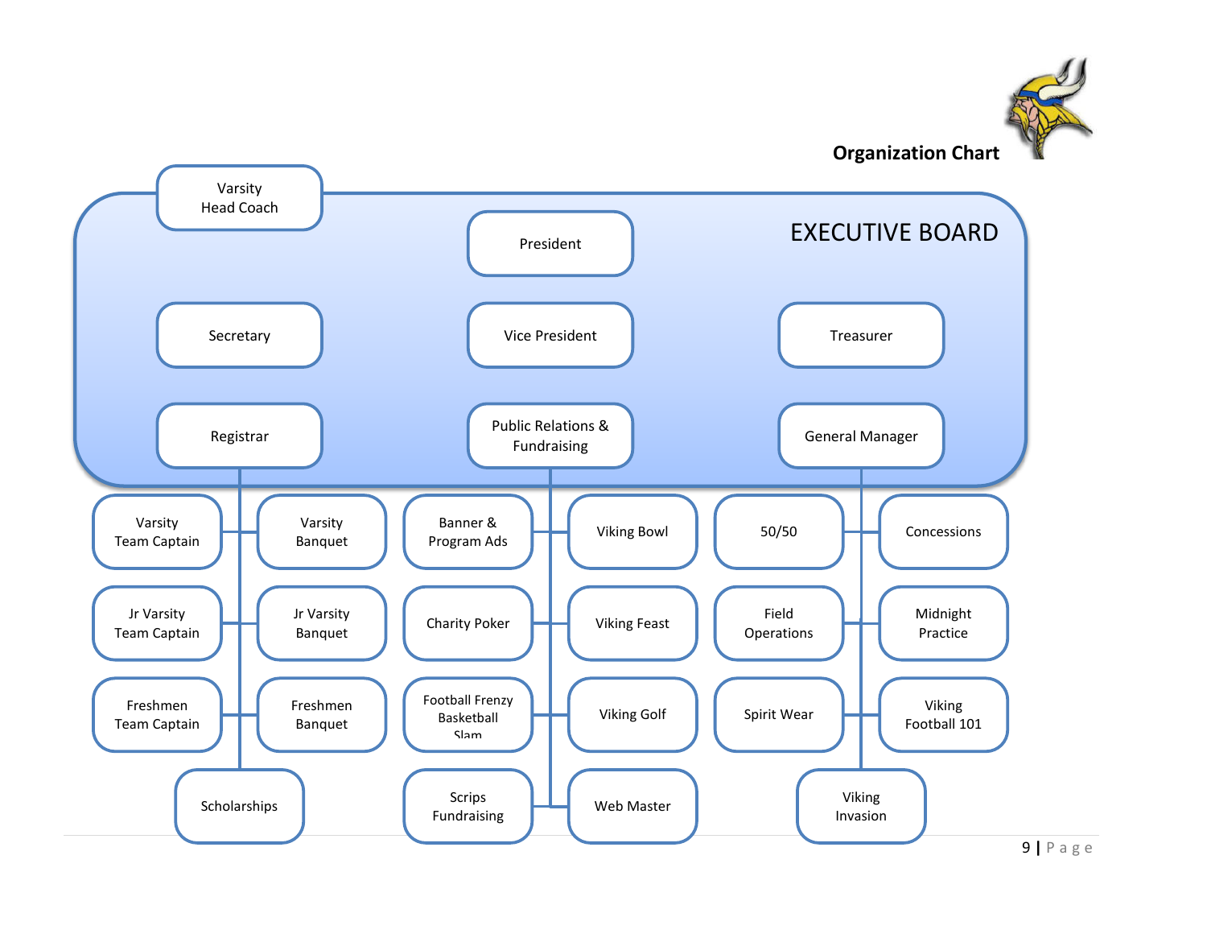## Organization Chart

EXECUTIVE BOARD

Varsity Head Coach

President

Secretary

Vice President

Treasurer

Registrar

Public Relations & Fundraising

General Manager

Varsity Team Captain

Varsity Banquet

Jr Varsity Team Captain

Jr Varsity Banquet

Freshmen Team Captain

Freshmen Banquet

Scholarships

Banner & Program Ads

Viking Bowl

Charity Poker

Viking Feast

Football Frenzy Basketball Slam

Viking Golf

Scrips Fundraising

Web Master

50/50

Concessions

Field Operations

Midnight Practice

Spirit Wear

Viking Football 101

Viking Invasion